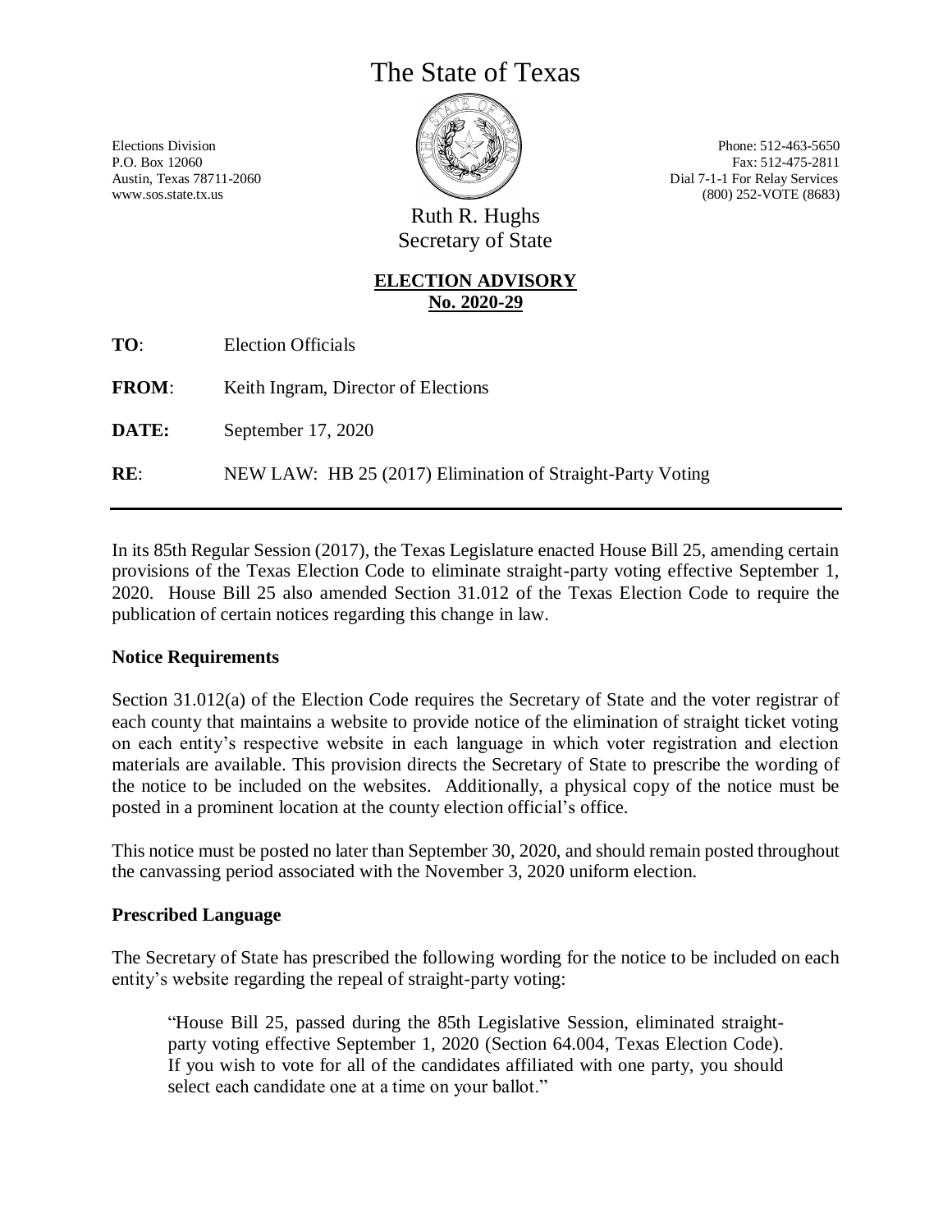# The State of Texas

Elections Division
P.O. Box 12060
Austin, Texas 78711-2060
www.sos.state.tx.us

Phone: 512-463-5650
Fax: 512-475-2811
Dial 7-1-1 For Relay Services
(800) 252-VOTE (8683)

Ruth R. Hughs
Secretary of State

## ELECTION ADVISORY
## No. 2020-29

**TO**: Election Officials

**FROM**: Keith Ingram, Director of Elections

**DATE:** September 17, 2020

**RE**: NEW LAW: HB 25 (2017) Elimination of Straight-Party Voting

---

In its 85th Regular Session (2017), the Texas Legislature enacted House Bill 25, amending certain provisions of the Texas Election Code to eliminate straight-party voting effective September 1, 2020. House Bill 25 also amended Section 31.012 of the Texas Election Code to require the publication of certain notices regarding this change in law.

### Notice Requirements

Section 31.012(a) of the Election Code requires the Secretary of State and the voter registrar of each county that maintains a website to provide notice of the elimination of straight ticket voting on each entity's respective website in each language in which voter registration and election materials are available. This provision directs the Secretary of State to prescribe the wording of the notice to be included on the websites. Additionally, a physical copy of the notice must be posted in a prominent location at the county election official's office.

This notice must be posted no later than September 30, 2020, and should remain posted throughout the canvassing period associated with the November 3, 2020 uniform election.

### Prescribed Language

The Secretary of State has prescribed the following wording for the notice to be included on each entity's website regarding the repeal of straight-party voting:

> "House Bill 25, passed during the 85th Legislative Session, eliminated straight-party voting effective September 1, 2020 (Section 64.004, Texas Election Code). If you wish to vote for all of the candidates affiliated with one party, you should select each candidate one at a time on your ballot."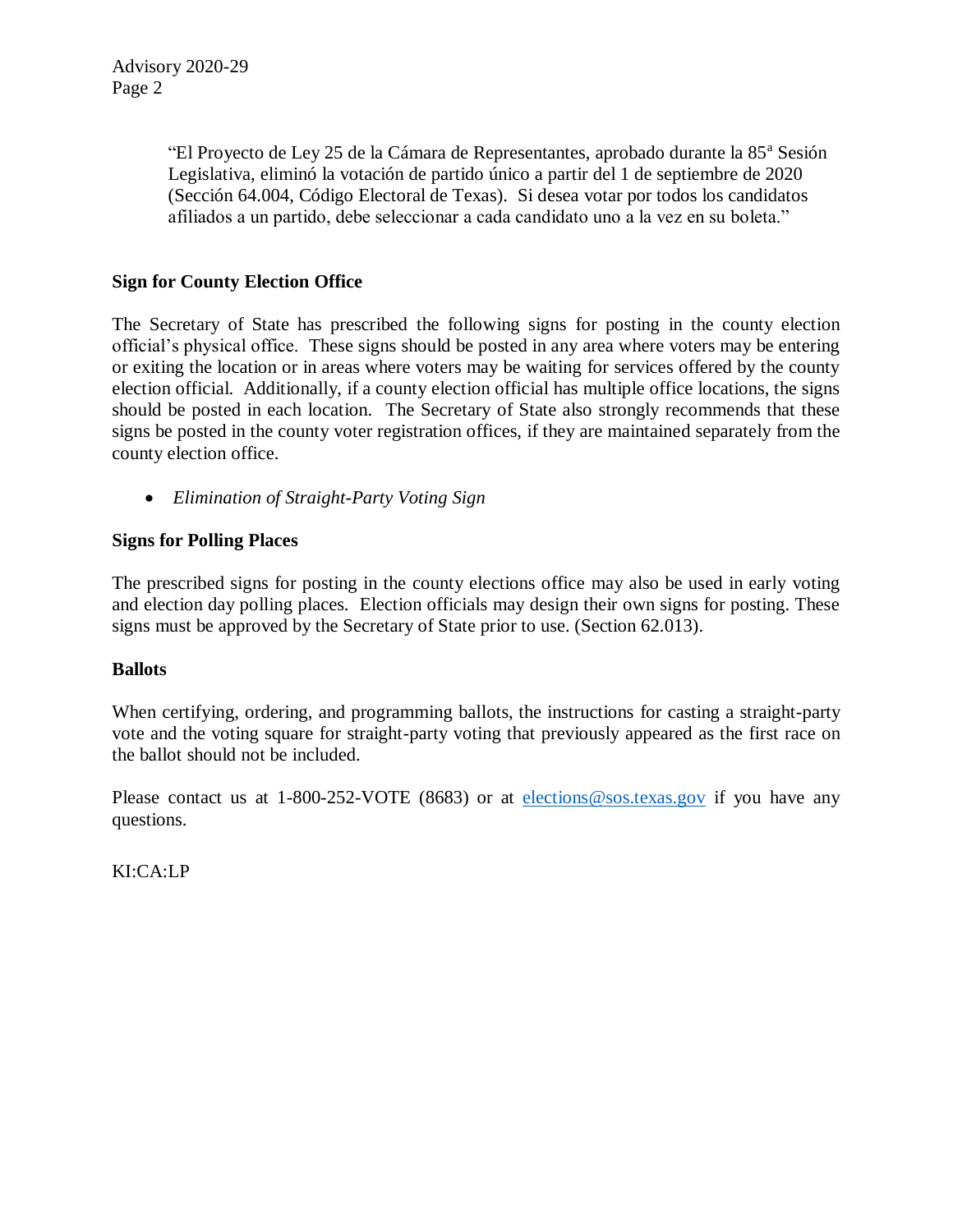> "El Proyecto de Ley 25 de la Cámara de Representantes, aprobado durante la 85ª Sesión Legislativa, eliminó la votación de partido único a partir del 1 de septiembre de 2020 (Sección 64.004, Código Electoral de Texas). Si desea votar por todos los candidatos afiliados a un partido, debe seleccionar a cada candidato uno a la vez en su boleta."

**Sign for County Election Office**

The Secretary of State has prescribed the following signs for posting in the county election official's physical office. These signs should be posted in any area where voters may be entering or exiting the location or in areas where voters may be waiting for services offered by the county election official. Additionally, if a county election official has multiple office locations, the signs should be posted in each location. The Secretary of State also strongly recommends that these signs be posted in the county voter registration offices, if they are maintained separately from the county election office.

- *Elimination of Straight-Party Voting Sign*

**Signs for Polling Places**

The prescribed signs for posting in the county elections office may also be used in early voting and election day polling places. Election officials may design their own signs for posting. These signs must be approved by the Secretary of State prior to use. (Section 62.013).

**Ballots**

When certifying, ordering, and programming ballots, the instructions for casting a straight-party vote and the voting square for straight-party voting that previously appeared as the first race on the ballot should not be included.

Please contact us at 1-800-252-VOTE (8683) or at elections@sos.texas.gov if you have any questions.

KI:CA:LP